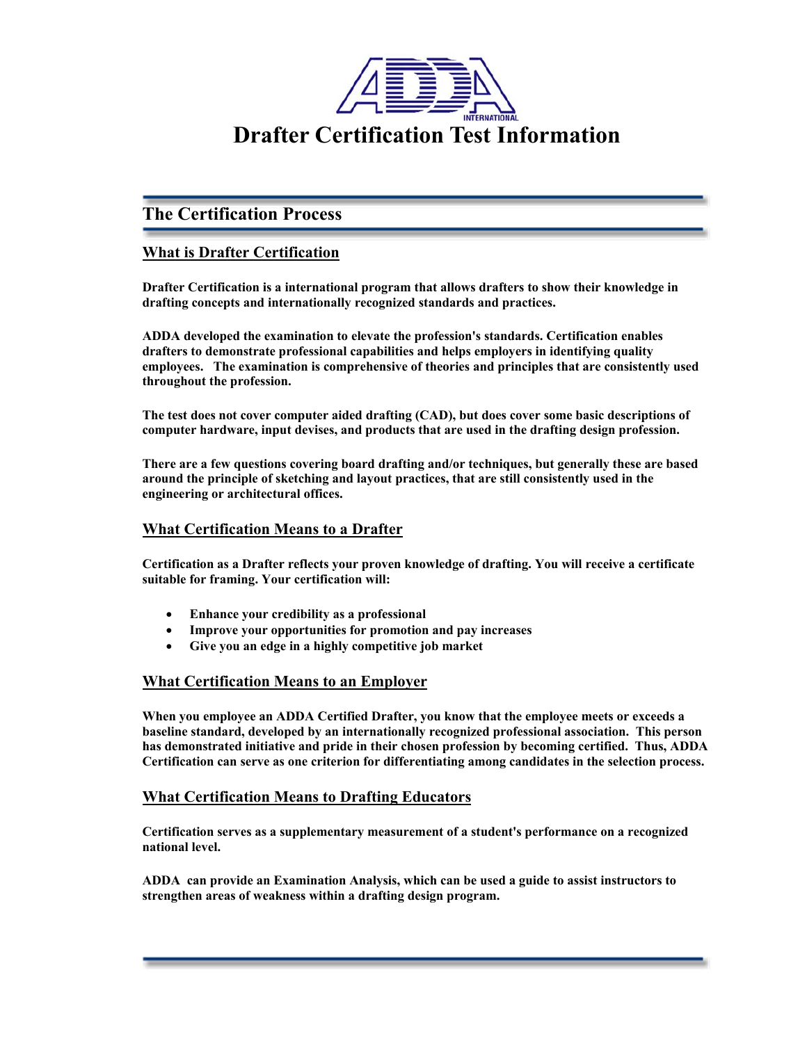# Drafter Certification Test Information

## The Certification Process

### What is Drafter Certification

**Drafter Certification is a international program that allows drafters to show their knowledge in drafting concepts and internationally recognized standards and practices.**

**ADDA developed the examination to elevate the profession's standards. Certification enables drafters to demonstrate professional capabilities and helps employers in identifying quality employees. The examination is comprehensive of theories and principles that are consistently used throughout the profession.**

**The test does not cover computer aided drafting (CAD), but does cover some basic descriptions of computer hardware, input devises, and products that are used in the drafting design profession.**

**There are a few questions covering board drafting and/or techniques, but generally these are based around the principle of sketching and layout practices, that are still consistently used in the engineering or architectural offices.**

### What Certification Means to a Drafter

**Certification as a Drafter reflects your proven knowledge of drafting. You will receive a certificate suitable for framing. Your certification will:**

- **Enhance your credibility as a professional**
- **Improve your opportunities for promotion and pay increases**
- **Give you an edge in a highly competitive job market**

### What Certification Means to an Employer

**When you employee an ADDA Certified Drafter, you know that the employee meets or exceeds a baseline standard, developed by an internationally recognized professional association. This person has demonstrated initiative and pride in their chosen profession by becoming certified. Thus, ADDA Certification can serve as one criterion for differentiating among candidates in the selection process.**

### What Certification Means to Drafting Educators

**Certification serves as a supplementary measurement of a student's performance on a recognized national level.**

**ADDA can provide an Examination Analysis, which can be used a guide to assist instructors to strengthen areas of weakness within a drafting design program.**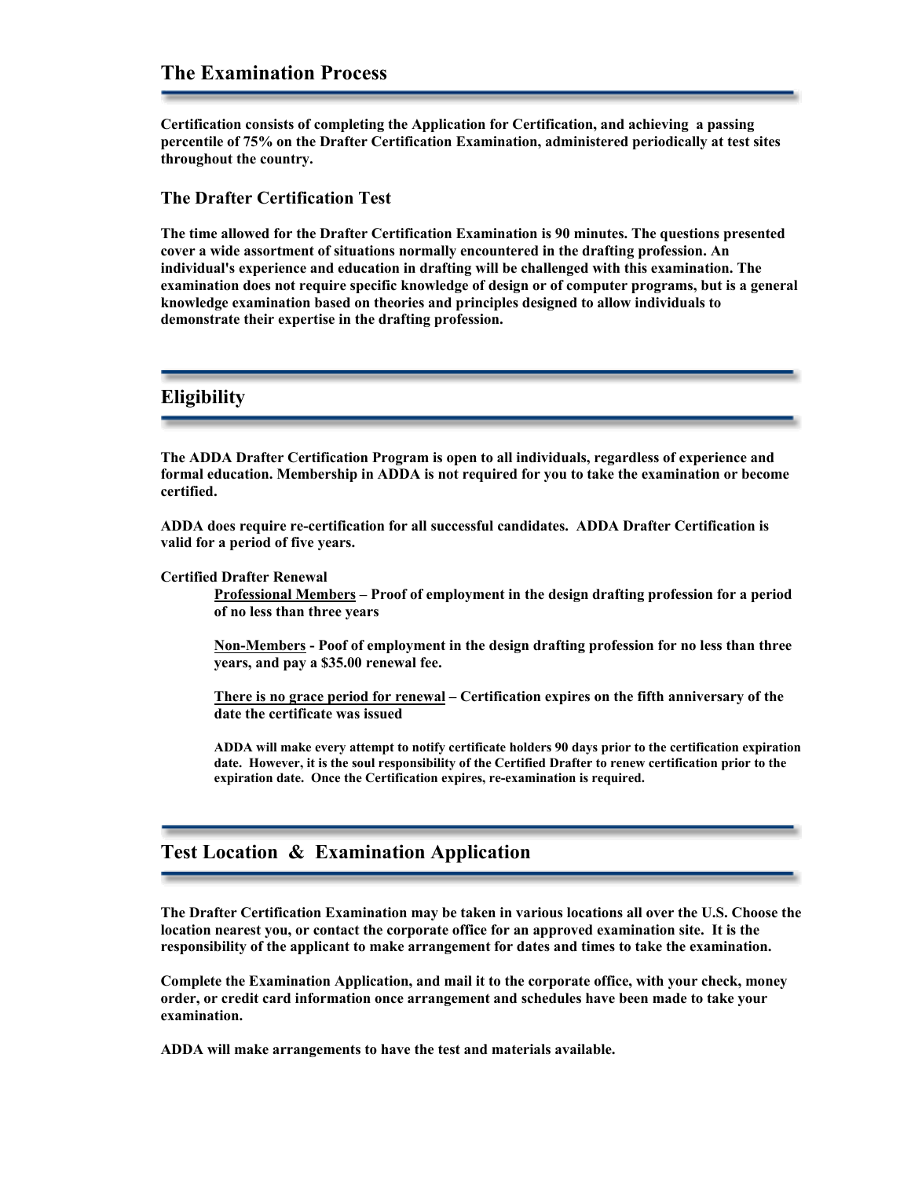## The Examination Process

**Certification consists of completing the Application for Certification, and achieving a passing percentile of 75% on the Drafter Certification Examination, administered periodically at test sites throughout the country.**

### The Drafter Certification Test

**The time allowed for the Drafter Certification Examination is 90 minutes. The questions presented cover a wide assortment of situations normally encountered in the drafting profession. An individual's experience and education in drafting will be challenged with this examination. The examination does not require specific knowledge of design or of computer programs, but is a general knowledge examination based on theories and principles designed to allow individuals to demonstrate their expertise in the drafting profession.**

## Eligibility

**The ADDA Drafter Certification Program is open to all individuals, regardless of experience and formal education. Membership in ADDA is not required for you to take the examination or become certified.**

**ADDA does require re-certification for all successful candidates. ADDA Drafter Certification is valid for a period of five years.**

**Certified Drafter Renewal**

> **Professional Members – Proof of employment in the design drafting profession for a period of no less than three years**
>
> **Non-Members - Poof of employment in the design drafting profession for no less than three years, and pay a $35.00 renewal fee.**
>
> **There is no grace period for renewal – Certification expires on the fifth anniversary of the date the certificate was issued**
>
> **ADDA will make every attempt to notify certificate holders 90 days prior to the certification expiration date. However, it is the soul responsibility of the Certified Drafter to renew certification prior to the expiration date. Once the Certification expires, re-examination is required.**

## Test Location & Examination Application

**The Drafter Certification Examination may be taken in various locations all over the U.S. Choose the location nearest you, or contact the corporate office for an approved examination site. It is the responsibility of the applicant to make arrangement for dates and times to take the examination.**

**Complete the Examination Application, and mail it to the corporate office, with your check, money order, or credit card information once arrangement and schedules have been made to take your examination.**

**ADDA will make arrangements to have the test and materials available.**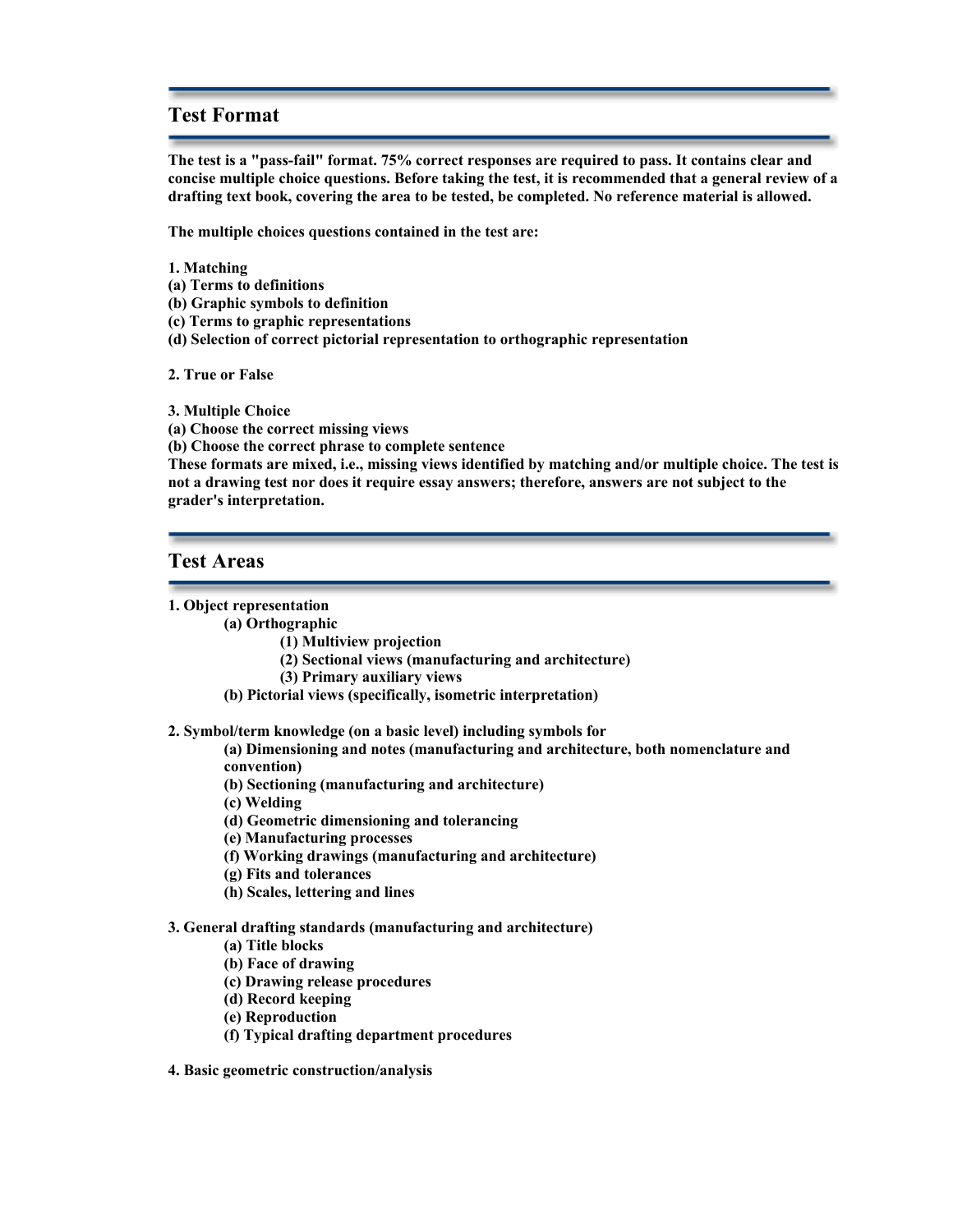## Test Format

**The test is a "pass-fail" format. 75% correct responses are required to pass. It contains clear and concise multiple choice questions. Before taking the test, it is recommended that a general review of a drafting text book, covering the area to be tested, be completed. No reference material is allowed.**

**The multiple choices questions contained in the test are:**

**1. Matching**
**(a) Terms to definitions**
**(b) Graphic symbols to definition**
**(c) Terms to graphic representations**
**(d) Selection of correct pictorial representation to orthographic representation**

**2. True or False**

**3. Multiple Choice**
**(a) Choose the correct missing views**
**(b) Choose the correct phrase to complete sentence**
**These formats are mixed, i.e., missing views identified by matching and/or multiple choice. The test is not a drawing test nor does it require essay answers; therefore, answers are not subject to the grader's interpretation.**

## Test Areas

**1. Object representation**
- **(a) Orthographic**
  - **(1) Multiview projection**
  - **(2) Sectional views (manufacturing and architecture)**
  - **(3) Primary auxiliary views**
- **(b) Pictorial views (specifically, isometric interpretation)**

**2. Symbol/term knowledge (on a basic level) including symbols for**
- **(a) Dimensioning and notes (manufacturing and architecture, both nomenclature and convention)**
- **(b) Sectioning (manufacturing and architecture)**
- **(c) Welding**
- **(d) Geometric dimensioning and tolerancing**
- **(e) Manufacturing processes**
- **(f) Working drawings (manufacturing and architecture)**
- **(g) Fits and tolerances**
- **(h) Scales, lettering and lines**

**3. General drafting standards (manufacturing and architecture)**
- **(a) Title blocks**
- **(b) Face of drawing**
- **(c) Drawing release procedures**
- **(d) Record keeping**
- **(e) Reproduction**
- **(f) Typical drafting department procedures**

**4. Basic geometric construction/analysis**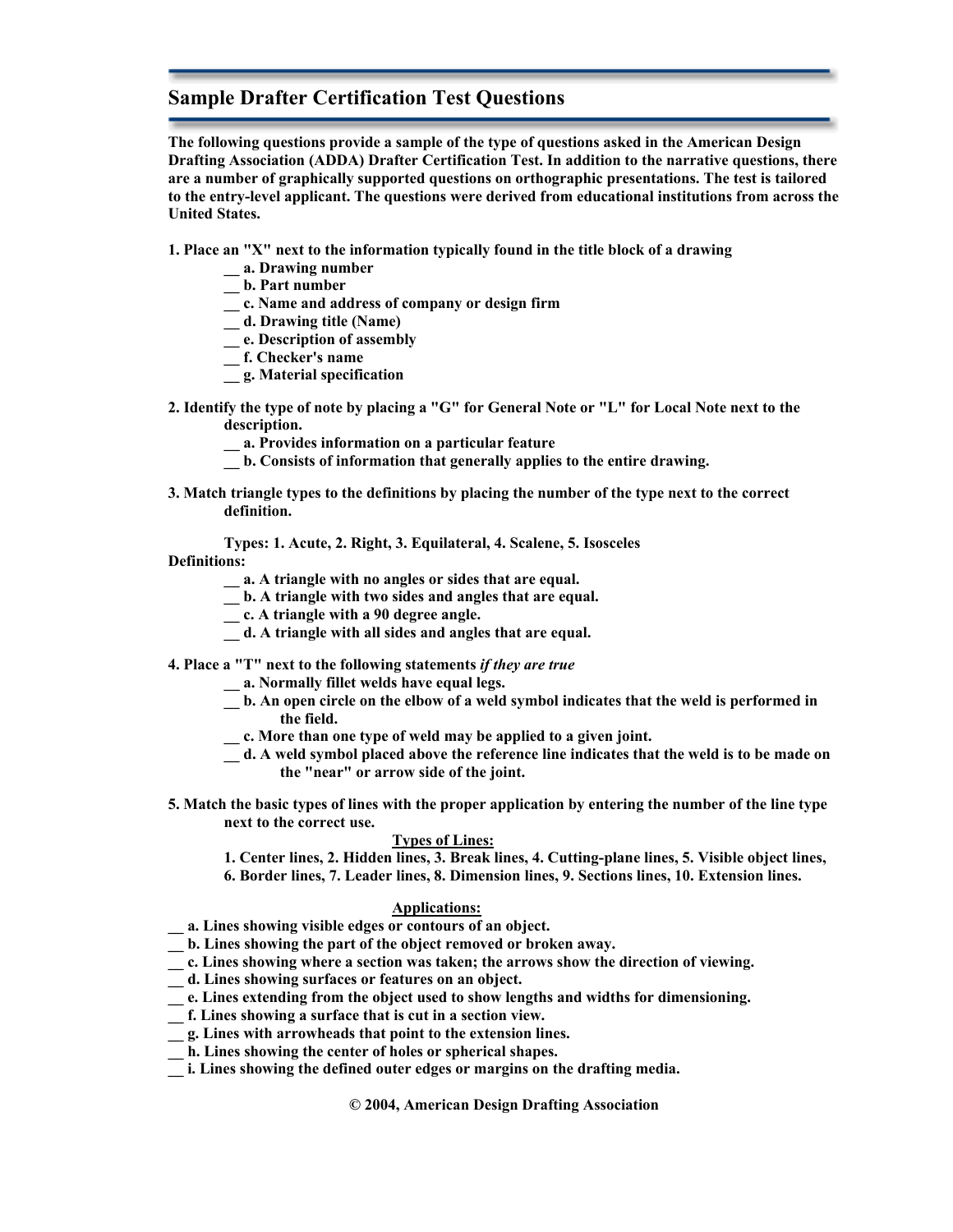## Sample Drafter Certification Test Questions

**The following questions provide a sample of the type of questions asked in the American Design Drafting Association (ADDA) Drafter Certification Test. In addition to the narrative questions, there are a number of graphically supported questions on orthographic presentations. The test is tailored to the entry-level applicant. The questions were derived from educational institutions from across the United States.**

**1. Place an "X" next to the information typically found in the title block of a drawing**

- __ a. Drawing number
- __ b. Part number
- __ c. Name and address of company or design firm
- __ d. Drawing title (Name)
- __ e. Description of assembly
- __ f. Checker's name
- __ g. Material specification

**2. Identify the type of note by placing a "G" for General Note or "L" for Local Note next to the description.**

- __ a. Provides information on a particular feature
- __ b. Consists of information that generally applies to the entire drawing.

**3. Match triangle types to the definitions by placing the number of the type next to the correct definition.**

**Types: 1. Acute, 2. Right, 3. Equilateral, 4. Scalene, 5. Isosceles**

**Definitions:**

- __ a. A triangle with no angles or sides that are equal.
- __ b. A triangle with two sides and angles that are equal.
- __ c. A triangle with a 90 degree angle.
- __ d. A triangle with all sides and angles that are equal.

**4. Place a "T" next to the following statements *if they are true***

- __ a. Normally fillet welds have equal legs.
- __ b. An open circle on the elbow of a weld symbol indicates that the weld is performed in the field.
- __ c. More than one type of weld may be applied to a given joint.
- __ d. A weld symbol placed above the reference line indicates that the weld is to be made on the "near" or arrow side of the joint.

**5. Match the basic types of lines with the proper application by entering the number of the line type next to the correct use.**

**Types of Lines:**

**1. Center lines, 2. Hidden lines, 3. Break lines, 4. Cutting-plane lines, 5. Visible object lines, 6. Border lines, 7. Leader lines, 8. Dimension lines, 9. Sections lines, 10. Extension lines.**

**Applications:**

- __ a. Lines showing visible edges or contours of an object.
- __ b. Lines showing the part of the object removed or broken away.
- __ c. Lines showing where a section was taken; the arrows show the direction of viewing.
- __ d. Lines showing surfaces or features on an object.
- __ e. Lines extending from the object used to show lengths and widths for dimensioning.
- __ f. Lines showing a surface that is cut in a section view.
- __ g. Lines with arrowheads that point to the extension lines.
- __ h. Lines showing the center of holes or spherical shapes.
- __ i. Lines showing the defined outer edges or margins on the drafting media.

**© 2004, American Design Drafting Association**